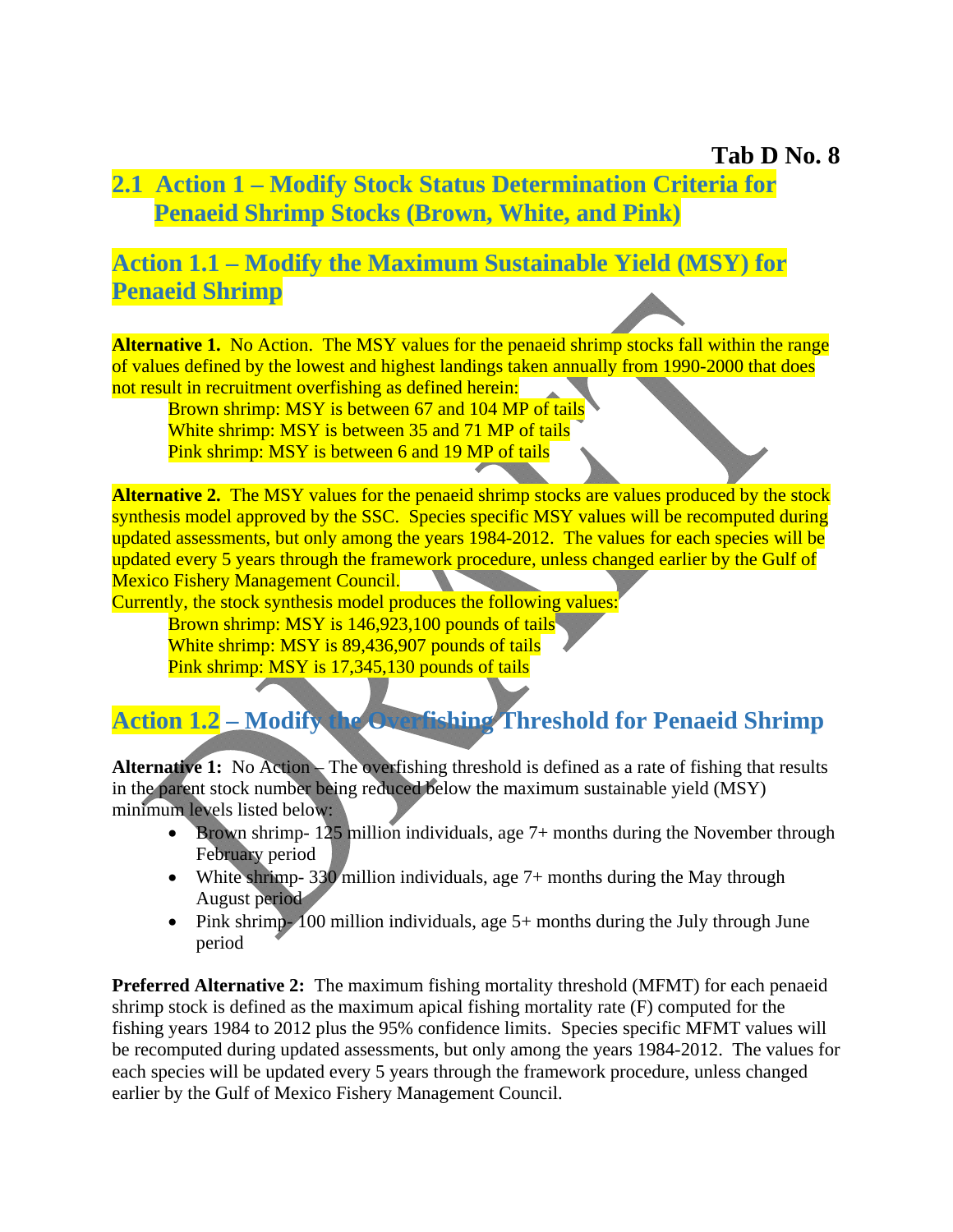**Tab D No. 8**

## 2.1 Action 1 – Modify Stock Status Determination Criteria for Penaeid Shrimp Stocks (Brown, White, and Pink)

## Action 1.1 – Modify the Maximum Sustainable Yield (MSY) for Penaeid Shrimp

**Alternative 1.** No Action. The MSY values for the penaeid shrimp stocks fall within the range of values defined by the lowest and highest landings taken annually from 1990-2000 that does not result in recruitment overfishing as defined herein:

Brown shrimp: MSY is between 67 and 104 MP of tails
White shrimp: MSY is between 35 and 71 MP of tails
Pink shrimp: MSY is between 6 and 19 MP of tails

**Alternative 2.** The MSY values for the penaeid shrimp stocks are values produced by the stock synthesis model approved by the SSC. Species specific MSY values will be recomputed during updated assessments, but only among the years 1984-2012. The values for each species will be updated every 5 years through the framework procedure, unless changed earlier by the Gulf of Mexico Fishery Management Council.

Currently, the stock synthesis model produces the following values:

Brown shrimp: MSY is 146,923,100 pounds of tails
White shrimp: MSY is 89,436,907 pounds of tails
Pink shrimp: MSY is 17,345,130 pounds of tails

## Action 1.2 – Modify the Overfishing Threshold for Penaeid Shrimp

**Alternative 1:** No Action – The overfishing threshold is defined as a rate of fishing that results in the parent stock number being reduced below the maximum sustainable yield (MSY) minimum levels listed below:

- Brown shrimp- 125 million individuals, age 7+ months during the November through February period
- White shrimp- 330 million individuals, age 7+ months during the May through August period
- Pink shrimp- 100 million individuals, age 5+ months during the July through June period

**Preferred Alternative 2:** The maximum fishing mortality threshold (MFMT) for each penaeid shrimp stock is defined as the maximum apical fishing mortality rate (F) computed for the fishing years 1984 to 2012 plus the 95% confidence limits. Species specific MFMT values will be recomputed during updated assessments, but only among the years 1984-2012. The values for each species will be updated every 5 years through the framework procedure, unless changed earlier by the Gulf of Mexico Fishery Management Council.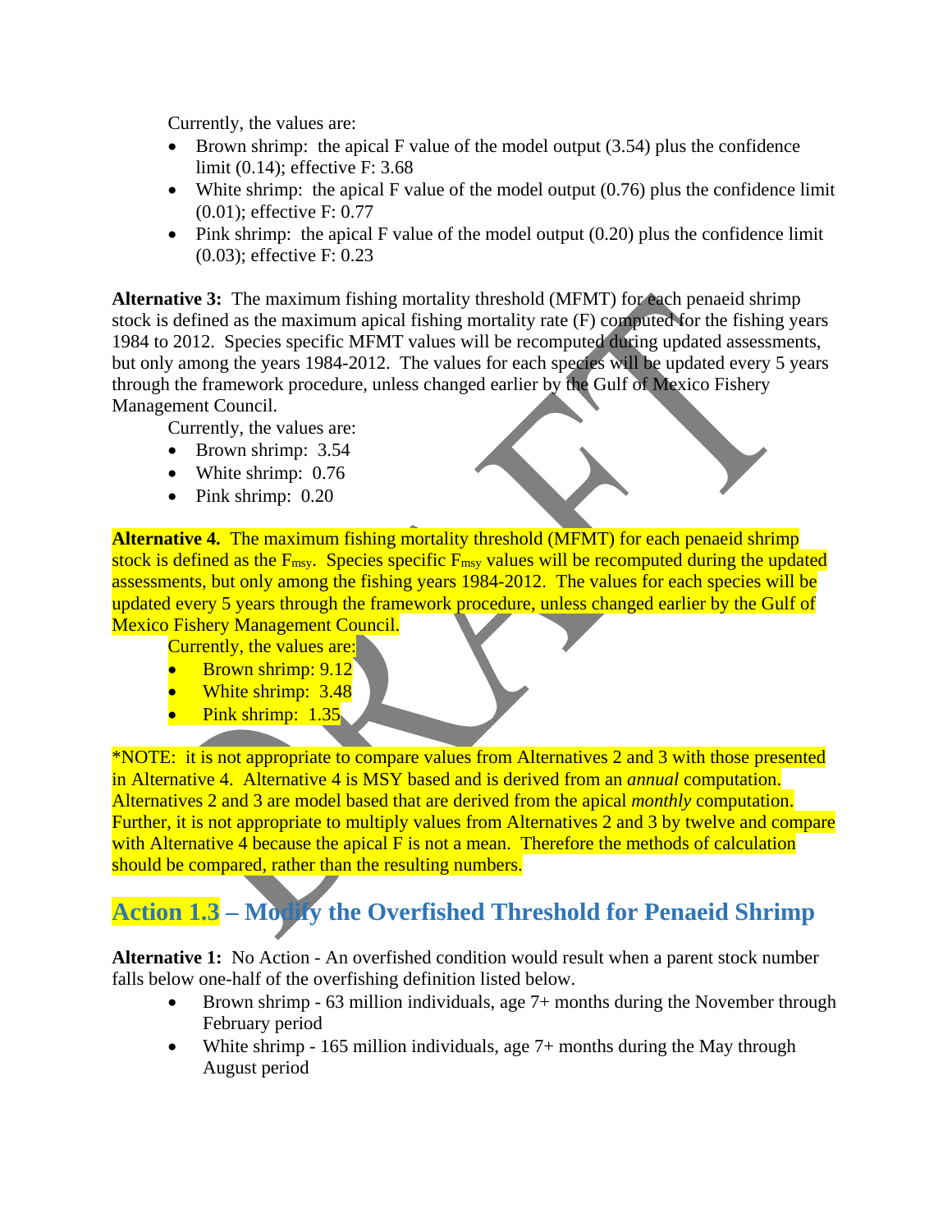Currently, the values are:

- Brown shrimp: the apical F value of the model output (3.54) plus the confidence limit (0.14); effective F: 3.68
- White shrimp: the apical F value of the model output (0.76) plus the confidence limit (0.01); effective F: 0.77
- Pink shrimp: the apical F value of the model output (0.20) plus the confidence limit (0.03); effective F: 0.23

**Alternative 3:** The maximum fishing mortality threshold (MFMT) for each penaeid shrimp stock is defined as the maximum apical fishing mortality rate (F) computed for the fishing years 1984 to 2012. Species specific MFMT values will be recomputed during updated assessments, but only among the years 1984-2012. The values for each species will be updated every 5 years through the framework procedure, unless changed earlier by the Gulf of Mexico Fishery Management Council.

Currently, the values are:

- Brown shrimp: 3.54
- White shrimp: 0.76
- Pink shrimp: 0.20

**Alternative 4.** The maximum fishing mortality threshold (MFMT) for each penaeid shrimp stock is defined as the $F_{msy}$. Species specific $F_{msy}$ values will be recomputed during the updated assessments, but only among the fishing years 1984-2012. The values for each species will be updated every 5 years through the framework procedure, unless changed earlier by the Gulf of Mexico Fishery Management Council.

Currently, the values are:

- Brown shrimp: 9.12
- White shrimp: 3.48
- Pink shrimp: 1.35

*NOTE: it is not appropriate to compare values from Alternatives 2 and 3 with those presented in Alternative 4. Alternative 4 is MSY based and is derived from an *annual* computation. Alternatives 2 and 3 are model based that are derived from the apical *monthly* computation. Further, it is not appropriate to multiply values from Alternatives 2 and 3 by twelve and compare with Alternative 4 because the apical F is not a mean. Therefore the methods of calculation should be compared, rather than the resulting numbers.

## Action 1.3 – Modify the Overfished Threshold for Penaeid Shrimp

**Alternative 1:** No Action - An overfished condition would result when a parent stock number falls below one-half of the overfishing definition listed below.

- Brown shrimp - 63 million individuals, age 7+ months during the November through February period
- White shrimp - 165 million individuals, age 7+ months during the May through August period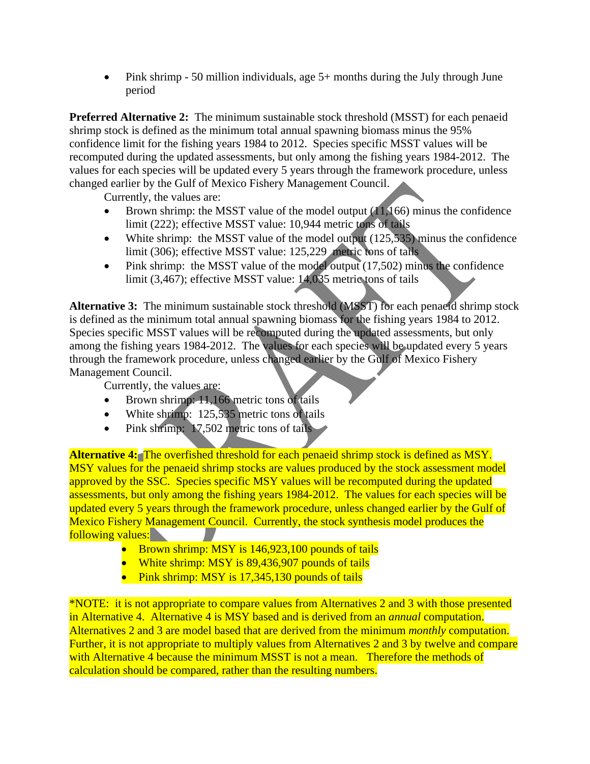- Pink shrimp - 50 million individuals, age 5+ months during the July through June period

**Preferred Alternative 2:** The minimum sustainable stock threshold (MSST) for each penaeid shrimp stock is defined as the minimum total annual spawning biomass minus the 95% confidence limit for the fishing years 1984 to 2012. Species specific MSST values will be recomputed during the updated assessments, but only among the fishing years 1984-2012. The values for each species will be updated every 5 years through the framework procedure, unless changed earlier by the Gulf of Mexico Fishery Management Council.

Currently, the values are:

- Brown shrimp: the MSST value of the model output (11,166) minus the confidence limit (222); effective MSST value: 10,944 metric tons of tails
- White shrimp: the MSST value of the model output (125,535) minus the confidence limit (306); effective MSST value: 125,229 metric tons of tails
- Pink shrimp: the MSST value of the model output (17,502) minus the confidence limit (3,467); effective MSST value: 14,035 metric tons of tails

**Alternative 3:** The minimum sustainable stock threshold (MSST) for each penaeid shrimp stock is defined as the minimum total annual spawning biomass for the fishing years 1984 to 2012. Species specific MSST values will be recomputed during the updated assessments, but only among the fishing years 1984-2012. The values for each species will be updated every 5 years through the framework procedure, unless changed earlier by the Gulf of Mexico Fishery Management Council.

Currently, the values are:

- Brown shrimp: 11,166 metric tons of tails
- White shrimp: 125,535 metric tons of tails
- Pink shrimp: 17,502 metric tons of tails

**Alternative 4:** The overfished threshold for each penaeid shrimp stock is defined as MSY. MSY values for the penaeid shrimp stocks are values produced by the stock assessment model approved by the SSC. Species specific MSY values will be recomputed during the updated assessments, but only among the fishing years 1984-2012. The values for each species will be updated every 5 years through the framework procedure, unless changed earlier by the Gulf of Mexico Fishery Management Council. Currently, the stock synthesis model produces the following values:

- Brown shrimp: MSY is 146,923,100 pounds of tails
- White shrimp: MSY is 89,436,907 pounds of tails
- Pink shrimp: MSY is 17,345,130 pounds of tails

*NOTE: it is not appropriate to compare values from Alternatives 2 and 3 with those presented in Alternative 4. Alternative 4 is MSY based and is derived from an *annual* computation. Alternatives 2 and 3 are model based that are derived from the minimum *monthly* computation. Further, it is not appropriate to multiply values from Alternatives 2 and 3 by twelve and compare with Alternative 4 because the minimum MSST is not a mean. Therefore the methods of calculation should be compared, rather than the resulting numbers.